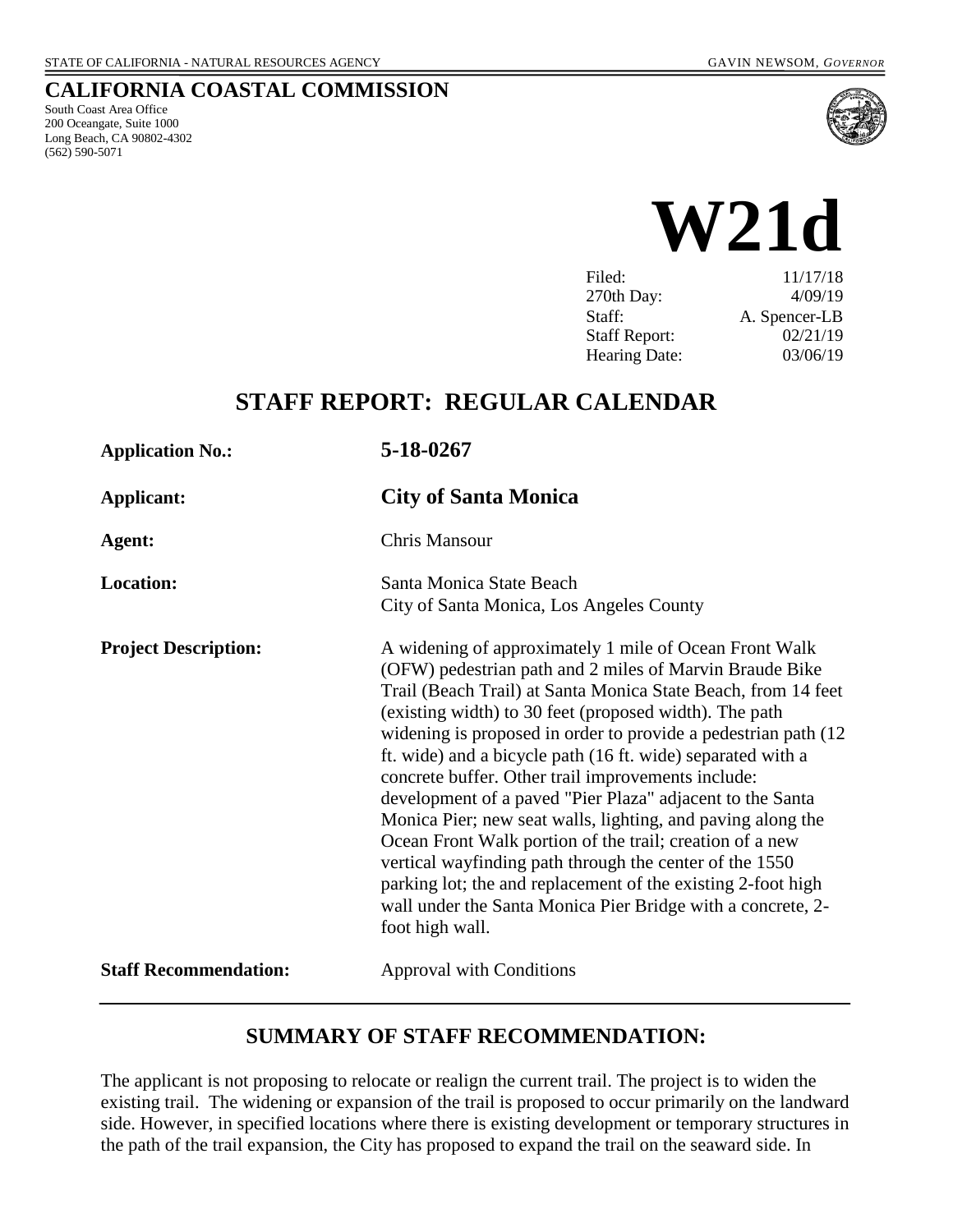STATE OF CALIFORNIA - NATURAL RESOURCES AGENCY GAVIN NEWSOM, *GOVERNOR*

**CALIFORNIA COASTAL COMMISSION**
South Coast Area Office
200 Oceangate, Suite 1000
Long Beach, CA 90802-4302
(562) 590-5071

# W21d

| | |
|---|---|
| Filed: | 11/17/18 |
| 270th Day: | 4/09/19 |
| Staff: | A. Spencer-LB |
| Staff Report: | 02/21/19 |
| Hearing Date: | 03/06/19 |

## STAFF REPORT: REGULAR CALENDAR

**Application No.:** **5-18-0267**

**Applicant:** **City of Santa Monica**

**Agent:** Chris Mansour

**Location:** Santa Monica State Beach
City of Santa Monica, Los Angeles County

**Project Description:** A widening of approximately 1 mile of Ocean Front Walk (OFW) pedestrian path and 2 miles of Marvin Braude Bike Trail (Beach Trail) at Santa Monica State Beach, from 14 feet (existing width) to 30 feet (proposed width). The path widening is proposed in order to provide a pedestrian path (12 ft. wide) and a bicycle path (16 ft. wide) separated with a concrete buffer. Other trail improvements include: development of a paved "Pier Plaza" adjacent to the Santa Monica Pier; new seat walls, lighting, and paving along the Ocean Front Walk portion of the trail; creation of a new vertical wayfinding path through the center of the 1550 parking lot; the and replacement of the existing 2-foot high wall under the Santa Monica Pier Bridge with a concrete, 2-foot high wall.

**Staff Recommendation:** Approval with Conditions

## SUMMARY OF STAFF RECOMMENDATION:

The applicant is not proposing to relocate or realign the current trail. The project is to widen the existing trail. The widening or expansion of the trail is proposed to occur primarily on the landward side. However, in specified locations where there is existing development or temporary structures in the path of the trail expansion, the City has proposed to expand the trail on the seaward side. In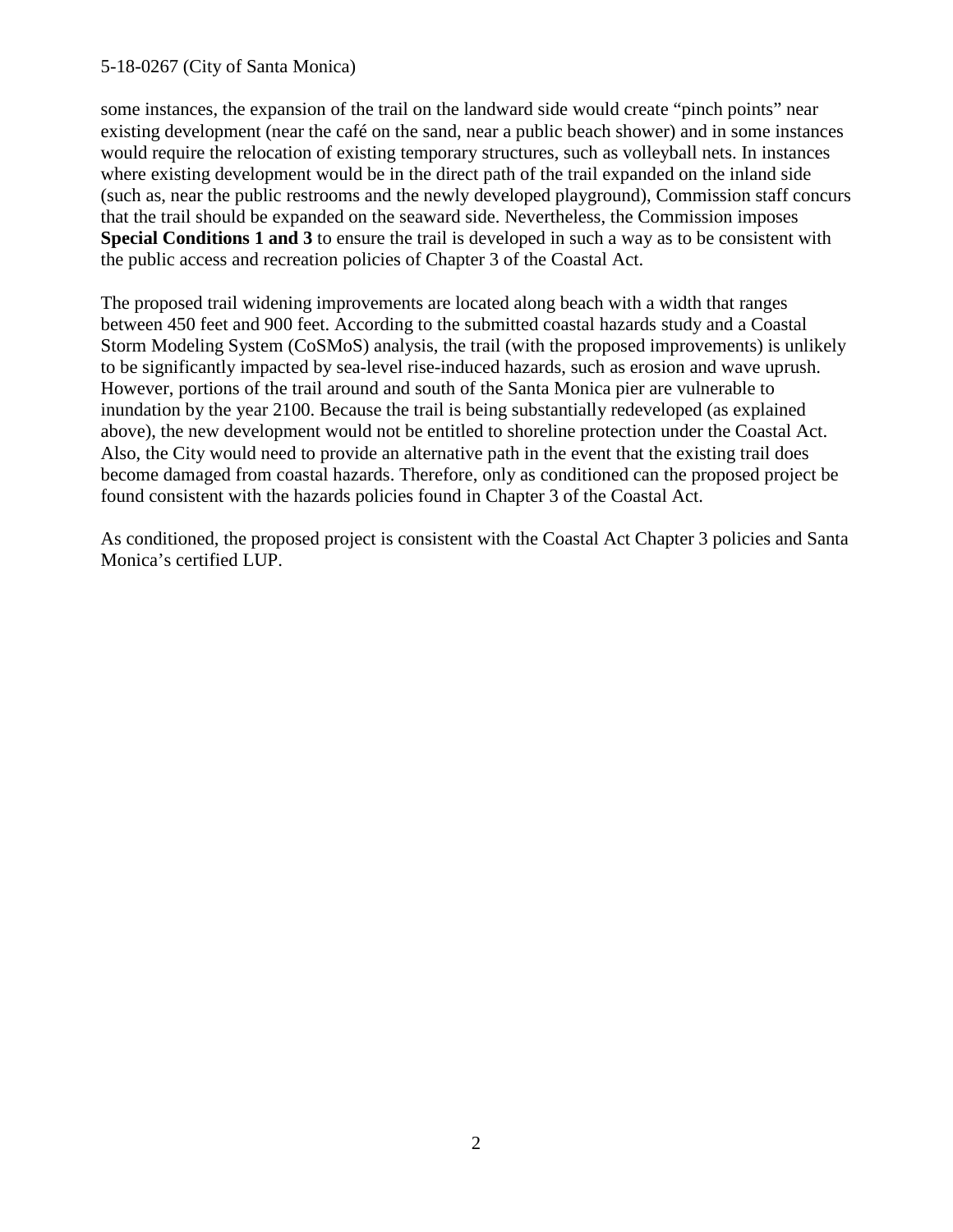some instances, the expansion of the trail on the landward side would create "pinch points" near existing development (near the café on the sand, near a public beach shower) and in some instances would require the relocation of existing temporary structures, such as volleyball nets. In instances where existing development would be in the direct path of the trail expanded on the inland side (such as, near the public restrooms and the newly developed playground), Commission staff concurs that the trail should be expanded on the seaward side. Nevertheless, the Commission imposes **Special Conditions 1 and 3** to ensure the trail is developed in such a way as to be consistent with the public access and recreation policies of Chapter 3 of the Coastal Act.

The proposed trail widening improvements are located along beach with a width that ranges between 450 feet and 900 feet. According to the submitted coastal hazards study and a Coastal Storm Modeling System (CoSMoS) analysis, the trail (with the proposed improvements) is unlikely to be significantly impacted by sea-level rise-induced hazards, such as erosion and wave uprush. However, portions of the trail around and south of the Santa Monica pier are vulnerable to inundation by the year 2100. Because the trail is being substantially redeveloped (as explained above), the new development would not be entitled to shoreline protection under the Coastal Act. Also, the City would need to provide an alternative path in the event that the existing trail does become damaged from coastal hazards. Therefore, only as conditioned can the proposed project be found consistent with the hazards policies found in Chapter 3 of the Coastal Act.

As conditioned, the proposed project is consistent with the Coastal Act Chapter 3 policies and Santa Monica's certified LUP.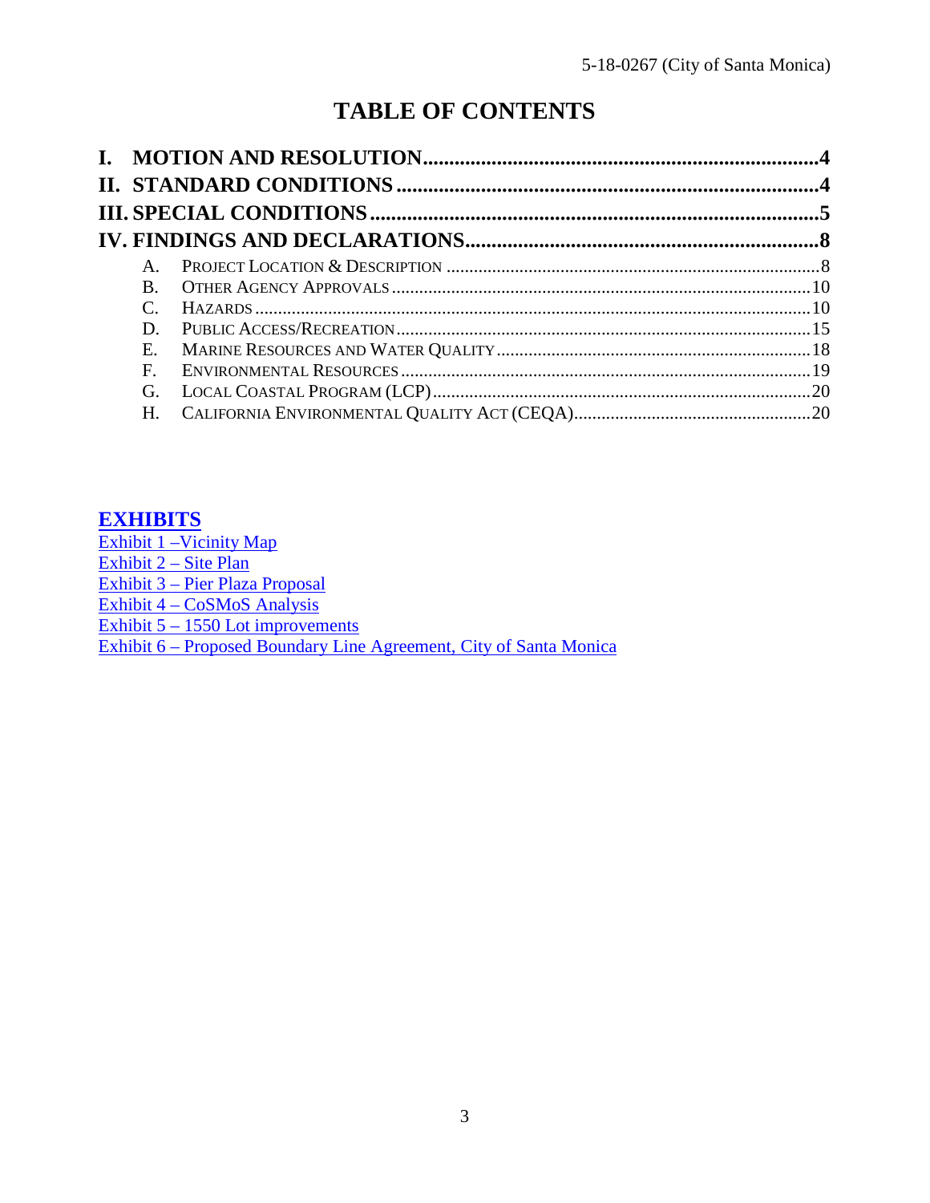# TABLE OF CONTENTS

**I. MOTION AND RESOLUTION** ........................................................................ 4

**II. STANDARD CONDITIONS** ......................................................................... 4

**III. SPECIAL CONDITIONS** ............................................................................ 5

**IV. FINDINGS AND DECLARATIONS** ............................................................. 8

- A. PROJECT LOCATION & DESCRIPTION ........................................................ 8
- B. OTHER AGENCY APPROVALS ..................................................................... 10
- C. HAZARDS ...................................................................................................... 10
- D. PUBLIC ACCESS/RECREATION ................................................................... 15
- E. MARINE RESOURCES AND WATER QUALITY ............................................ 18
- F. ENVIRONMENTAL RESOURCES ................................................................... 19
- G. LOCAL COASTAL PROGRAM (LCP) ............................................................. 20
- H. CALIFORNIA ENVIRONMENTAL QUALITY ACT (CEQA) ............................... 20

## EXHIBITS

Exhibit 1 –Vicinity Map
Exhibit 2 – Site Plan
Exhibit 3 – Pier Plaza Proposal
Exhibit 4 – CoSMoS Analysis
Exhibit 5 – 1550 Lot improvements
Exhibit 6 – Proposed Boundary Line Agreement, City of Santa Monica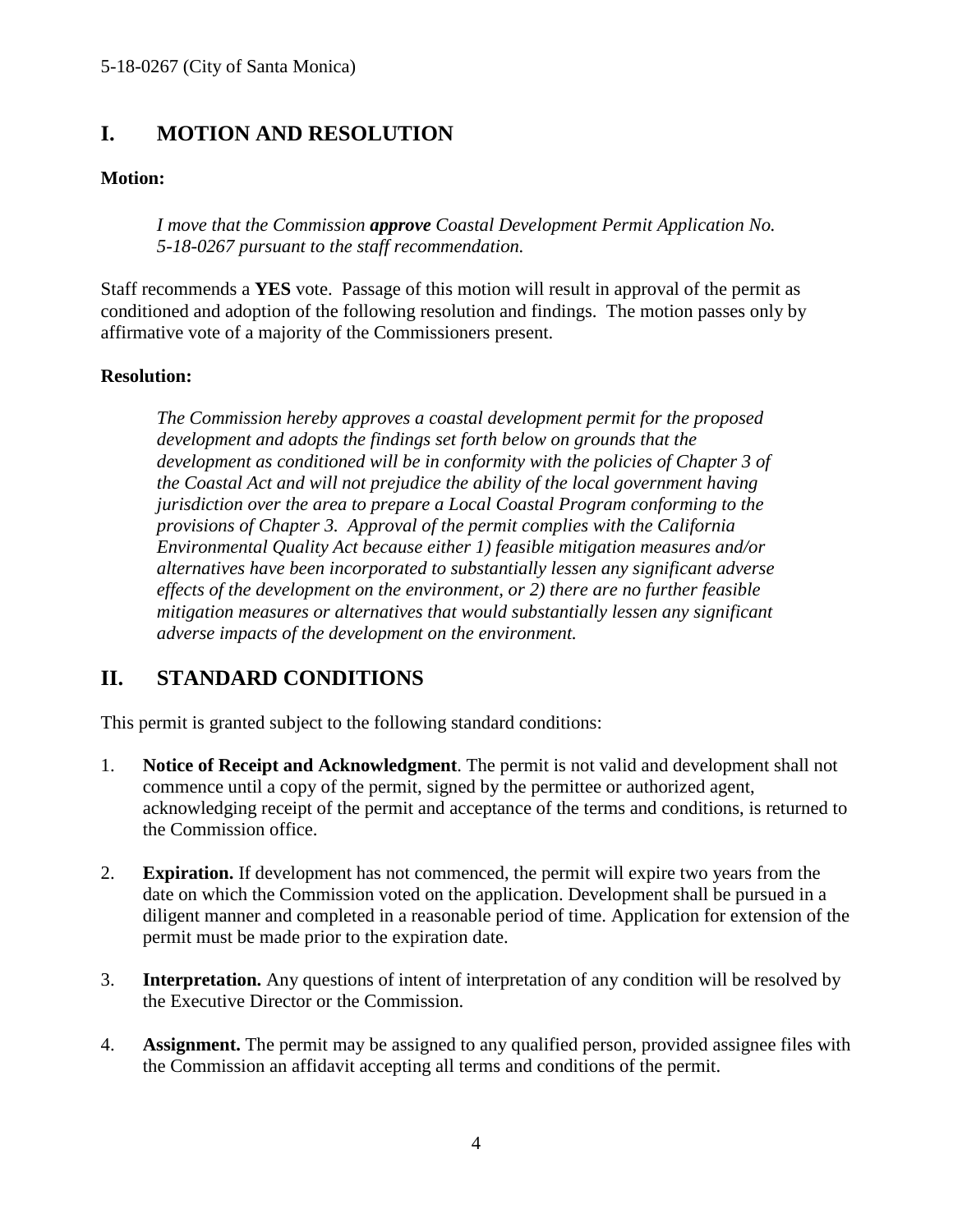## I. MOTION AND RESOLUTION

**Motion:**

> *I move that the Commission **approve** Coastal Development Permit Application No. 5-18-0267 pursuant to the staff recommendation.*

Staff recommends a **YES** vote. Passage of this motion will result in approval of the permit as conditioned and adoption of the following resolution and findings. The motion passes only by affirmative vote of a majority of the Commissioners present.

**Resolution:**

> *The Commission hereby approves a coastal development permit for the proposed development and adopts the findings set forth below on grounds that the development as conditioned will be in conformity with the policies of Chapter 3 of the Coastal Act and will not prejudice the ability of the local government having jurisdiction over the area to prepare a Local Coastal Program conforming to the provisions of Chapter 3. Approval of the permit complies with the California Environmental Quality Act because either 1) feasible mitigation measures and/or alternatives have been incorporated to substantially lessen any significant adverse effects of the development on the environment, or 2) there are no further feasible mitigation measures or alternatives that would substantially lessen any significant adverse impacts of the development on the environment.*

## II. STANDARD CONDITIONS

This permit is granted subject to the following standard conditions:

1. **Notice of Receipt and Acknowledgment**. The permit is not valid and development shall not commence until a copy of the permit, signed by the permittee or authorized agent, acknowledging receipt of the permit and acceptance of the terms and conditions, is returned to the Commission office.

2. **Expiration.** If development has not commenced, the permit will expire two years from the date on which the Commission voted on the application. Development shall be pursued in a diligent manner and completed in a reasonable period of time. Application for extension of the permit must be made prior to the expiration date.

3. **Interpretation.** Any questions of intent of interpretation of any condition will be resolved by the Executive Director or the Commission.

4. **Assignment.** The permit may be assigned to any qualified person, provided assignee files with the Commission an affidavit accepting all terms and conditions of the permit.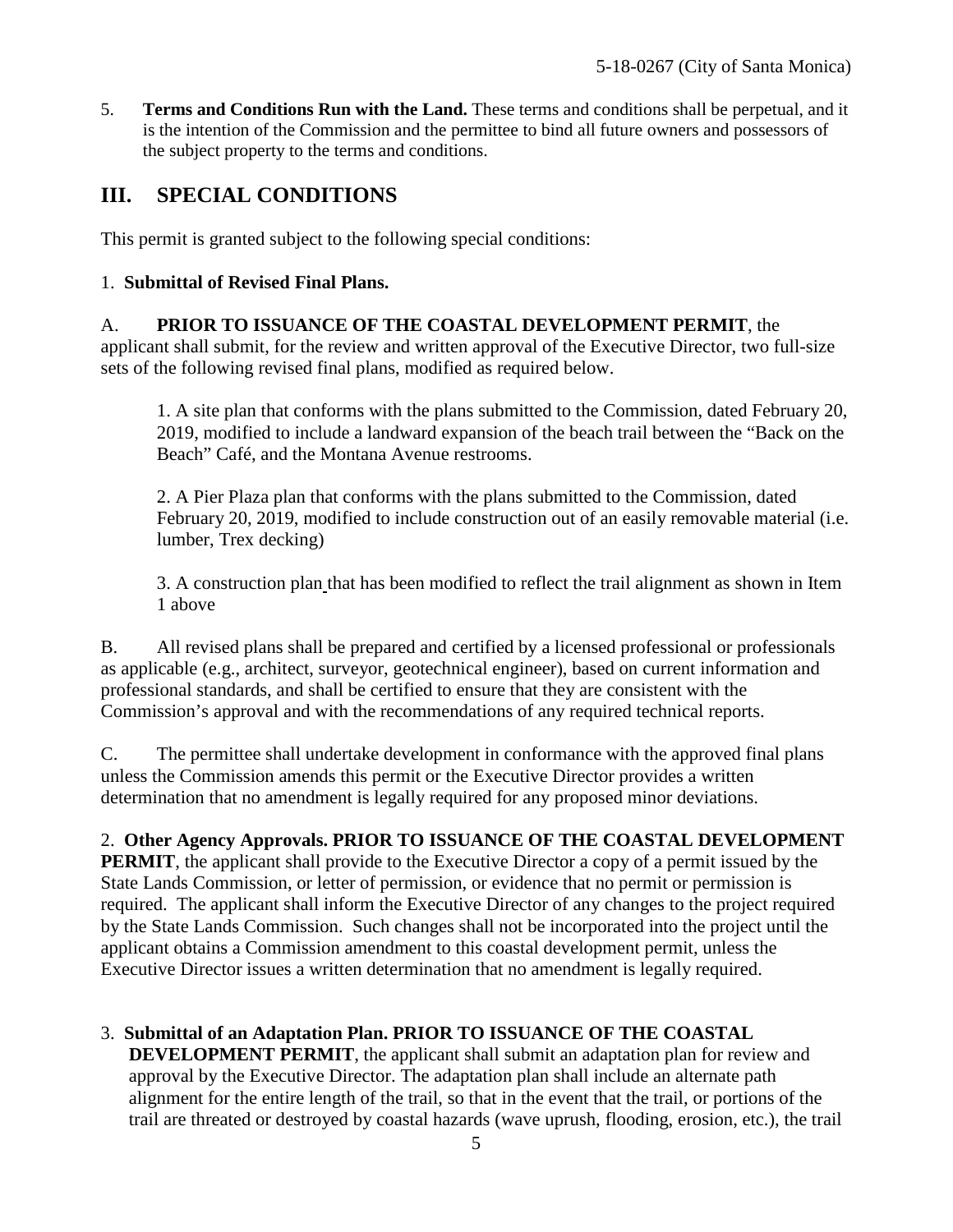5. **Terms and Conditions Run with the Land.** These terms and conditions shall be perpetual, and it is the intention of the Commission and the permittee to bind all future owners and possessors of the subject property to the terms and conditions.

## III. SPECIAL CONDITIONS

This permit is granted subject to the following special conditions:

1. **Submittal of Revised Final Plans.**

A. **PRIOR TO ISSUANCE OF THE COASTAL DEVELOPMENT PERMIT**, the applicant shall submit, for the review and written approval of the Executive Director, two full-size sets of the following revised final plans, modified as required below.

1. A site plan that conforms with the plans submitted to the Commission, dated February 20, 2019, modified to include a landward expansion of the beach trail between the "Back on the Beach" Café, and the Montana Avenue restrooms.

2. A Pier Plaza plan that conforms with the plans submitted to the Commission, dated February 20, 2019, modified to include construction out of an easily removable material (i.e. lumber, Trex decking)

3. A construction plan that has been modified to reflect the trail alignment as shown in Item 1 above

B. All revised plans shall be prepared and certified by a licensed professional or professionals as applicable (e.g., architect, surveyor, geotechnical engineer), based on current information and professional standards, and shall be certified to ensure that they are consistent with the Commission's approval and with the recommendations of any required technical reports.

C. The permittee shall undertake development in conformance with the approved final plans unless the Commission amends this permit or the Executive Director provides a written determination that no amendment is legally required for any proposed minor deviations.

2. **Other Agency Approvals. PRIOR TO ISSUANCE OF THE COASTAL DEVELOPMENT PERMIT**, the applicant shall provide to the Executive Director a copy of a permit issued by the State Lands Commission, or letter of permission, or evidence that no permit or permission is required. The applicant shall inform the Executive Director of any changes to the project required by the State Lands Commission. Such changes shall not be incorporated into the project until the applicant obtains a Commission amendment to this coastal development permit, unless the Executive Director issues a written determination that no amendment is legally required.

3. **Submittal of an Adaptation Plan. PRIOR TO ISSUANCE OF THE COASTAL DEVELOPMENT PERMIT**, the applicant shall submit an adaptation plan for review and approval by the Executive Director. The adaptation plan shall include an alternate path alignment for the entire length of the trail, so that in the event that the trail, or portions of the trail are threated or destroyed by coastal hazards (wave uprush, flooding, erosion, etc.), the trail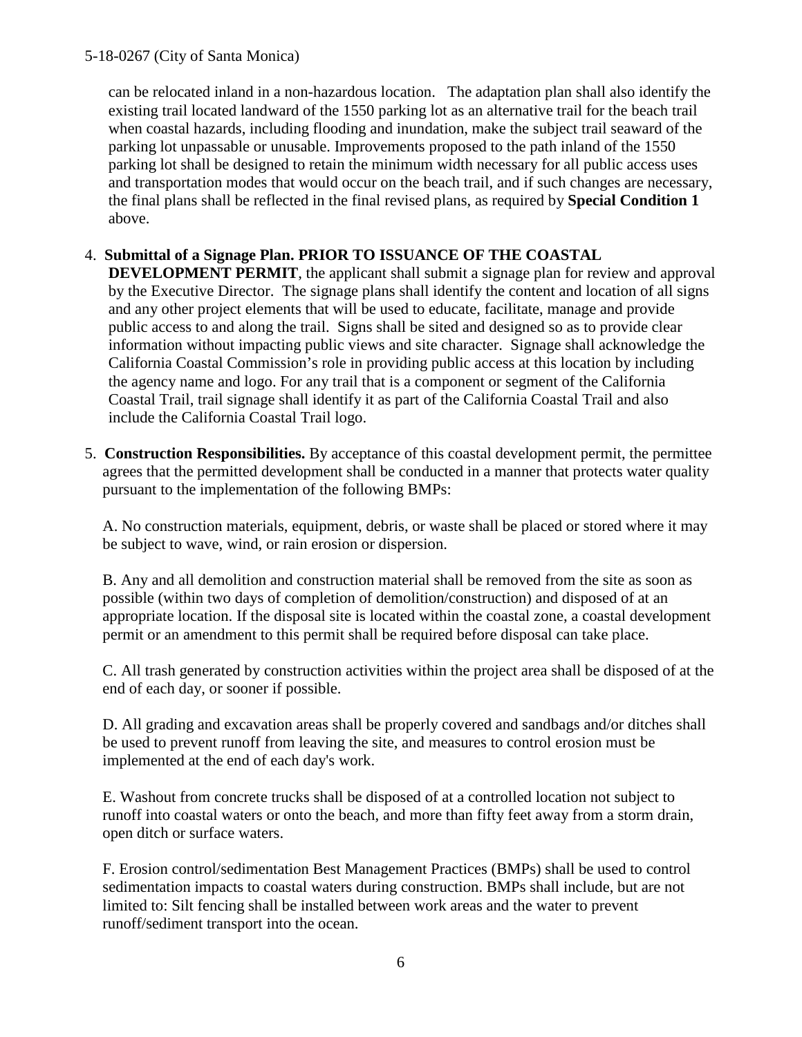can be relocated inland in a non-hazardous location. The adaptation plan shall also identify the existing trail located landward of the 1550 parking lot as an alternative trail for the beach trail when coastal hazards, including flooding and inundation, make the subject trail seaward of the parking lot unpassable or unusable. Improvements proposed to the path inland of the 1550 parking lot shall be designed to retain the minimum width necessary for all public access uses and transportation modes that would occur on the beach trail, and if such changes are necessary, the final plans shall be reflected in the final revised plans, as required by **Special Condition 1** above.

4. **Submittal of a Signage Plan. PRIOR TO ISSUANCE OF THE COASTAL DEVELOPMENT PERMIT**, the applicant shall submit a signage plan for review and approval by the Executive Director. The signage plans shall identify the content and location of all signs and any other project elements that will be used to educate, facilitate, manage and provide public access to and along the trail. Signs shall be sited and designed so as to provide clear information without impacting public views and site character. Signage shall acknowledge the California Coastal Commission's role in providing public access at this location by including the agency name and logo. For any trail that is a component or segment of the California Coastal Trail, trail signage shall identify it as part of the California Coastal Trail and also include the California Coastal Trail logo.

5. **Construction Responsibilities.** By acceptance of this coastal development permit, the permittee agrees that the permitted development shall be conducted in a manner that protects water quality pursuant to the implementation of the following BMPs:

   A. No construction materials, equipment, debris, or waste shall be placed or stored where it may be subject to wave, wind, or rain erosion or dispersion.

   B. Any and all demolition and construction material shall be removed from the site as soon as possible (within two days of completion of demolition/construction) and disposed of at an appropriate location. If the disposal site is located within the coastal zone, a coastal development permit or an amendment to this permit shall be required before disposal can take place.

   C. All trash generated by construction activities within the project area shall be disposed of at the end of each day, or sooner if possible.

   D. All grading and excavation areas shall be properly covered and sandbags and/or ditches shall be used to prevent runoff from leaving the site, and measures to control erosion must be implemented at the end of each day's work.

   E. Washout from concrete trucks shall be disposed of at a controlled location not subject to runoff into coastal waters or onto the beach, and more than fifty feet away from a storm drain, open ditch or surface waters.

   F. Erosion control/sedimentation Best Management Practices (BMPs) shall be used to control sedimentation impacts to coastal waters during construction. BMPs shall include, but are not limited to: Silt fencing shall be installed between work areas and the water to prevent runoff/sediment transport into the ocean.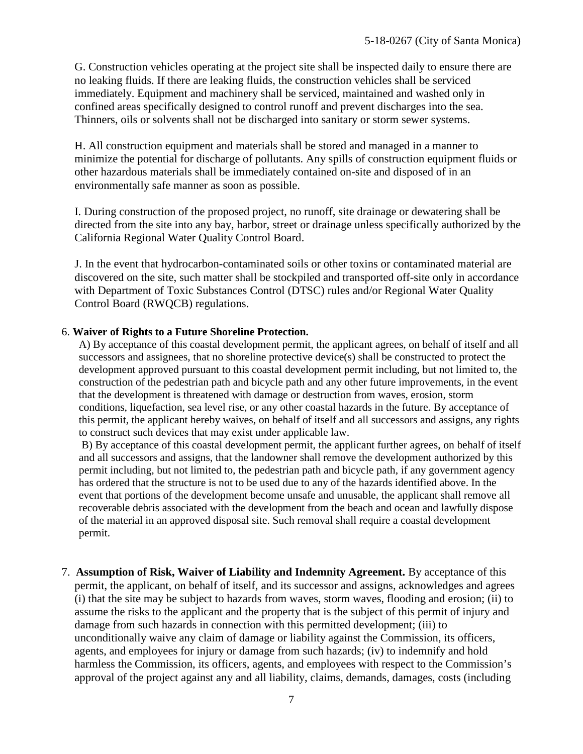G. Construction vehicles operating at the project site shall be inspected daily to ensure there are no leaking fluids. If there are leaking fluids, the construction vehicles shall be serviced immediately. Equipment and machinery shall be serviced, maintained and washed only in confined areas specifically designed to control runoff and prevent discharges into the sea. Thinners, oils or solvents shall not be discharged into sanitary or storm sewer systems.

H. All construction equipment and materials shall be stored and managed in a manner to minimize the potential for discharge of pollutants. Any spills of construction equipment fluids or other hazardous materials shall be immediately contained on-site and disposed of in an environmentally safe manner as soon as possible.

I. During construction of the proposed project, no runoff, site drainage or dewatering shall be directed from the site into any bay, harbor, street or drainage unless specifically authorized by the California Regional Water Quality Control Board.

J. In the event that hydrocarbon-contaminated soils or other toxins or contaminated material are discovered on the site, such matter shall be stockpiled and transported off-site only in accordance with Department of Toxic Substances Control (DTSC) rules and/or Regional Water Quality Control Board (RWQCB) regulations.

6. **Waiver of Rights to a Future Shoreline Protection.**

A) By acceptance of this coastal development permit, the applicant agrees, on behalf of itself and all successors and assignees, that no shoreline protective device(s) shall be constructed to protect the development approved pursuant to this coastal development permit including, but not limited to, the construction of the pedestrian path and bicycle path and any other future improvements, in the event that the development is threatened with damage or destruction from waves, erosion, storm conditions, liquefaction, sea level rise, or any other coastal hazards in the future. By acceptance of this permit, the applicant hereby waives, on behalf of itself and all successors and assigns, any rights to construct such devices that may exist under applicable law.

B) By acceptance of this coastal development permit, the applicant further agrees, on behalf of itself and all successors and assigns, that the landowner shall remove the development authorized by this permit including, but not limited to, the pedestrian path and bicycle path, if any government agency has ordered that the structure is not to be used due to any of the hazards identified above. In the event that portions of the development become unsafe and unusable, the applicant shall remove all recoverable debris associated with the development from the beach and ocean and lawfully dispose of the material in an approved disposal site. Such removal shall require a coastal development permit.

7. **Assumption of Risk, Waiver of Liability and Indemnity Agreement.** By acceptance of this permit, the applicant, on behalf of itself, and its successor and assigns, acknowledges and agrees (i) that the site may be subject to hazards from waves, storm waves, flooding and erosion; (ii) to assume the risks to the applicant and the property that is the subject of this permit of injury and damage from such hazards in connection with this permitted development; (iii) to unconditionally waive any claim of damage or liability against the Commission, its officers, agents, and employees for injury or damage from such hazards; (iv) to indemnify and hold harmless the Commission, its officers, agents, and employees with respect to the Commission's approval of the project against any and all liability, claims, demands, damages, costs (including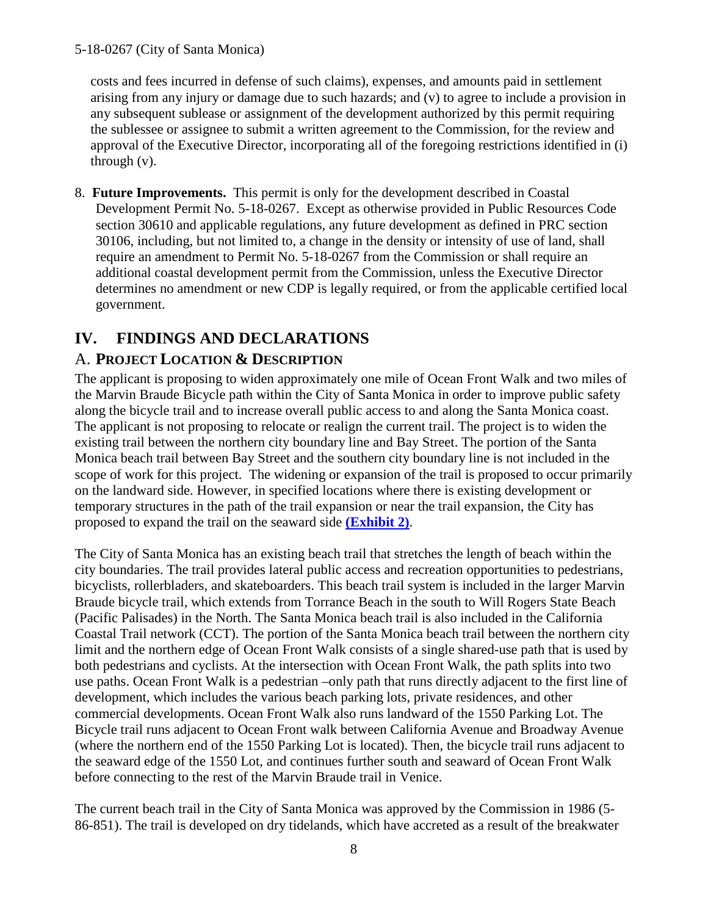costs and fees incurred in defense of such claims), expenses, and amounts paid in settlement arising from any injury or damage due to such hazards; and (v) to agree to include a provision in any subsequent sublease or assignment of the development authorized by this permit requiring the sublessee or assignee to submit a written agreement to the Commission, for the review and approval of the Executive Director, incorporating all of the foregoing restrictions identified in (i) through (v).

8. **Future Improvements.** This permit is only for the development described in Coastal Development Permit No. 5-18-0267. Except as otherwise provided in Public Resources Code section 30610 and applicable regulations, any future development as defined in PRC section 30106, including, but not limited to, a change in the density or intensity of use of land, shall require an amendment to Permit No. 5-18-0267 from the Commission or shall require an additional coastal development permit from the Commission, unless the Executive Director determines no amendment or new CDP is legally required, or from the applicable certified local government.

# IV. FINDINGS AND DECLARATIONS

## A. PROJECT LOCATION & DESCRIPTION

The applicant is proposing to widen approximately one mile of Ocean Front Walk and two miles of the Marvin Braude Bicycle path within the City of Santa Monica in order to improve public safety along the bicycle trail and to increase overall public access to and along the Santa Monica coast. The applicant is not proposing to relocate or realign the current trail. The project is to widen the existing trail between the northern city boundary line and Bay Street. The portion of the Santa Monica beach trail between Bay Street and the southern city boundary line is not included in the scope of work for this project. The widening or expansion of the trail is proposed to occur primarily on the landward side. However, in specified locations where there is existing development or temporary structures in the path of the trail expansion or near the trail expansion, the City has proposed to expand the trail on the seaward side **(Exhibit 2)**.

The City of Santa Monica has an existing beach trail that stretches the length of beach within the city boundaries. The trail provides lateral public access and recreation opportunities to pedestrians, bicyclists, rollerbladers, and skateboarders. This beach trail system is included in the larger Marvin Braude bicycle trail, which extends from Torrance Beach in the south to Will Rogers State Beach (Pacific Palisades) in the North. The Santa Monica beach trail is also included in the California Coastal Trail network (CCT). The portion of the Santa Monica beach trail between the northern city limit and the northern edge of Ocean Front Walk consists of a single shared-use path that is used by both pedestrians and cyclists. At the intersection with Ocean Front Walk, the path splits into two use paths. Ocean Front Walk is a pedestrian –only path that runs directly adjacent to the first line of development, which includes the various beach parking lots, private residences, and other commercial developments. Ocean Front Walk also runs landward of the 1550 Parking Lot. The Bicycle trail runs adjacent to Ocean Front walk between California Avenue and Broadway Avenue (where the northern end of the 1550 Parking Lot is located). Then, the bicycle trail runs adjacent to the seaward edge of the 1550 Lot, and continues further south and seaward of Ocean Front Walk before connecting to the rest of the Marvin Braude trail in Venice.

The current beach trail in the City of Santa Monica was approved by the Commission in 1986 (5-86-851). The trail is developed on dry tidelands, which have accreted as a result of the breakwater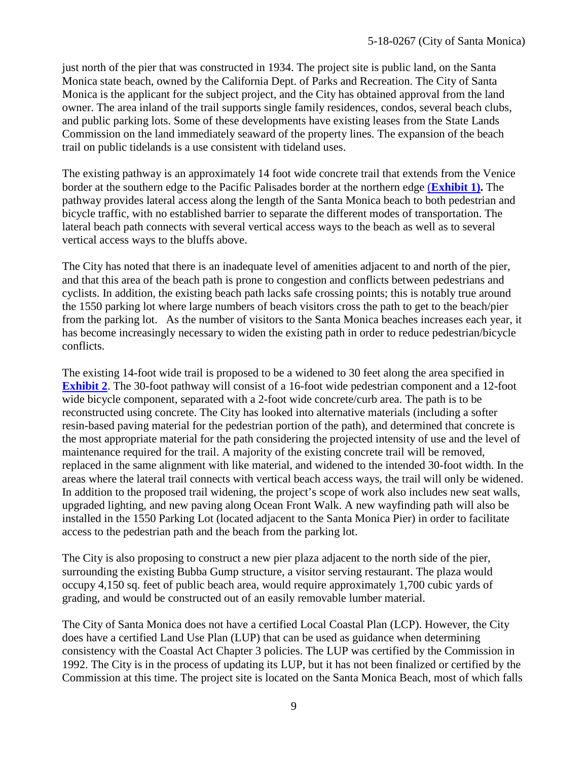just north of the pier that was constructed in 1934. The project site is public land, on the Santa Monica state beach, owned by the California Dept. of Parks and Recreation. The City of Santa Monica is the applicant for the subject project, and the City has obtained approval from the land owner. The area inland of the trail supports single family residences, condos, several beach clubs, and public parking lots. Some of these developments have existing leases from the State Lands Commission on the land immediately seaward of the property lines. The expansion of the beach trail on public tidelands is a use consistent with tideland uses.

The existing pathway is an approximately 14 foot wide concrete trail that extends from the Venice border at the southern edge to the Pacific Palisades border at the northern edge (**Exhibit 1**)**.** The pathway provides lateral access along the length of the Santa Monica beach to both pedestrian and bicycle traffic, with no established barrier to separate the different modes of transportation. The lateral beach path connects with several vertical access ways to the beach as well as to several vertical access ways to the bluffs above.

The City has noted that there is an inadequate level of amenities adjacent to and north of the pier, and that this area of the beach path is prone to congestion and conflicts between pedestrians and cyclists. In addition, the existing beach path lacks safe crossing points; this is notably true around the 1550 parking lot where large numbers of beach visitors cross the path to get to the beach/pier from the parking lot. As the number of visitors to the Santa Monica beaches increases each year, it has become increasingly necessary to widen the existing path in order to reduce pedestrian/bicycle conflicts.

The existing 14-foot wide trail is proposed to be a widened to 30 feet along the area specified in **Exhibit 2**. The 30-foot pathway will consist of a 16-foot wide pedestrian component and a 12-foot wide bicycle component, separated with a 2-foot wide concrete/curb area. The path is to be reconstructed using concrete. The City has looked into alternative materials (including a softer resin-based paving material for the pedestrian portion of the path), and determined that concrete is the most appropriate material for the path considering the projected intensity of use and the level of maintenance required for the trail. A majority of the existing concrete trail will be removed, replaced in the same alignment with like material, and widened to the intended 30-foot width. In the areas where the lateral trail connects with vertical beach access ways, the trail will only be widened. In addition to the proposed trail widening, the project's scope of work also includes new seat walls, upgraded lighting, and new paving along Ocean Front Walk. A new wayfinding path will also be installed in the 1550 Parking Lot (located adjacent to the Santa Monica Pier) in order to facilitate access to the pedestrian path and the beach from the parking lot.

The City is also proposing to construct a new pier plaza adjacent to the north side of the pier, surrounding the existing Bubba Gump structure, a visitor serving restaurant. The plaza would occupy 4,150 sq. feet of public beach area, would require approximately 1,700 cubic yards of grading, and would be constructed out of an easily removable lumber material.

The City of Santa Monica does not have a certified Local Coastal Plan (LCP). However, the City does have a certified Land Use Plan (LUP) that can be used as guidance when determining consistency with the Coastal Act Chapter 3 policies. The LUP was certified by the Commission in 1992. The City is in the process of updating its LUP, but it has not been finalized or certified by the Commission at this time. The project site is located on the Santa Monica Beach, most of which falls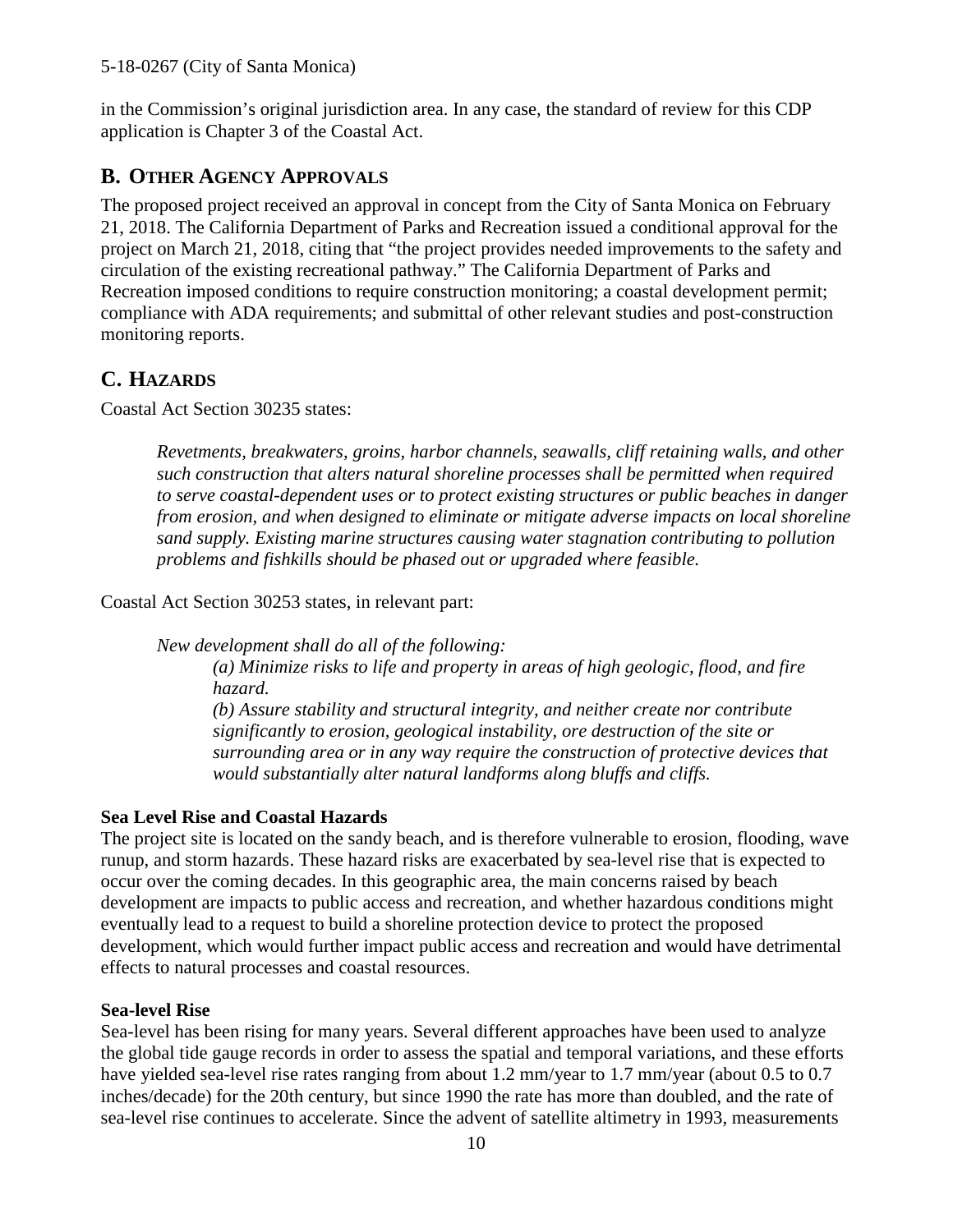in the Commission's original jurisdiction area. In any case, the standard of review for this CDP application is Chapter 3 of the Coastal Act.

## B. OTHER AGENCY APPROVALS

The proposed project received an approval in concept from the City of Santa Monica on February 21, 2018. The California Department of Parks and Recreation issued a conditional approval for the project on March 21, 2018, citing that "the project provides needed improvements to the safety and circulation of the existing recreational pathway." The California Department of Parks and Recreation imposed conditions to require construction monitoring; a coastal development permit; compliance with ADA requirements; and submittal of other relevant studies and post-construction monitoring reports.

## C. HAZARDS

Coastal Act Section 30235 states:

> *Revetments, breakwaters, groins, harbor channels, seawalls, cliff retaining walls, and other such construction that alters natural shoreline processes shall be permitted when required to serve coastal-dependent uses or to protect existing structures or public beaches in danger from erosion, and when designed to eliminate or mitigate adverse impacts on local shoreline sand supply. Existing marine structures causing water stagnation contributing to pollution problems and fishkills should be phased out or upgraded where feasible.*

Coastal Act Section 30253 states, in relevant part:

> *New development shall do all of the following:*
>
> > *(a) Minimize risks to life and property in areas of high geologic, flood, and fire hazard.*
> >
> > *(b) Assure stability and structural integrity, and neither create nor contribute significantly to erosion, geological instability, ore destruction of the site or surrounding area or in any way require the construction of protective devices that would substantially alter natural landforms along bluffs and cliffs.*

**Sea Level Rise and Coastal Hazards**

The project site is located on the sandy beach, and is therefore vulnerable to erosion, flooding, wave runup, and storm hazards. These hazard risks are exacerbated by sea-level rise that is expected to occur over the coming decades. In this geographic area, the main concerns raised by beach development are impacts to public access and recreation, and whether hazardous conditions might eventually lead to a request to build a shoreline protection device to protect the proposed development, which would further impact public access and recreation and would have detrimental effects to natural processes and coastal resources.

**Sea-level Rise**

Sea-level has been rising for many years. Several different approaches have been used to analyze the global tide gauge records in order to assess the spatial and temporal variations, and these efforts have yielded sea-level rise rates ranging from about 1.2 mm/year to 1.7 mm/year (about 0.5 to 0.7 inches/decade) for the 20th century, but since 1990 the rate has more than doubled, and the rate of sea-level rise continues to accelerate. Since the advent of satellite altimetry in 1993, measurements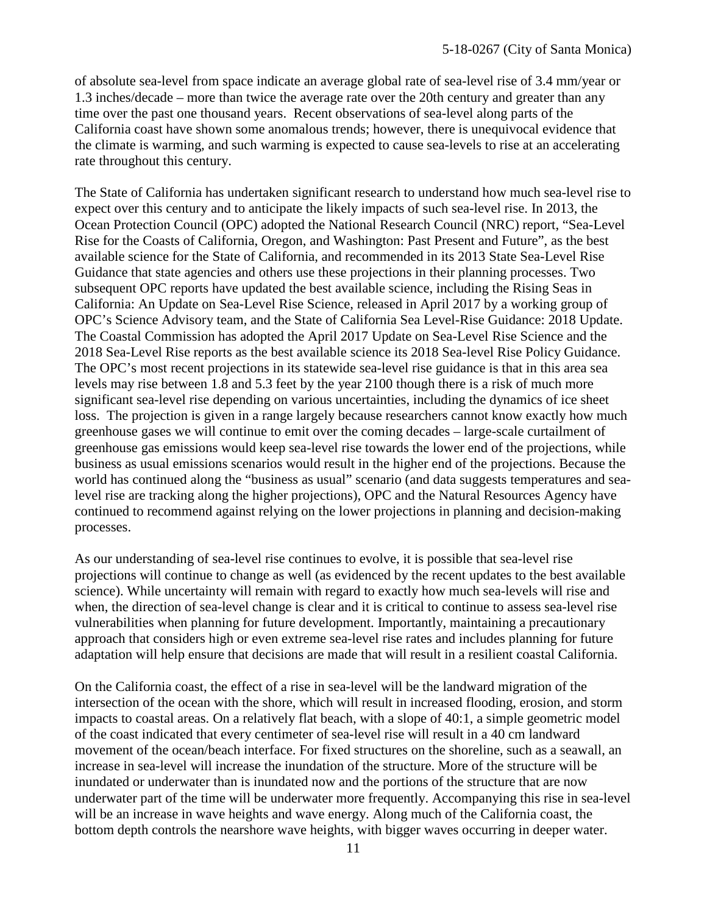of absolute sea-level from space indicate an average global rate of sea-level rise of 3.4 mm/year or 1.3 inches/decade – more than twice the average rate over the 20th century and greater than any time over the past one thousand years. Recent observations of sea-level along parts of the California coast have shown some anomalous trends; however, there is unequivocal evidence that the climate is warming, and such warming is expected to cause sea-levels to rise at an accelerating rate throughout this century.

The State of California has undertaken significant research to understand how much sea-level rise to expect over this century and to anticipate the likely impacts of such sea-level rise. In 2013, the Ocean Protection Council (OPC) adopted the National Research Council (NRC) report, "Sea-Level Rise for the Coasts of California, Oregon, and Washington: Past Present and Future", as the best available science for the State of California, and recommended in its 2013 State Sea-Level Rise Guidance that state agencies and others use these projections in their planning processes. Two subsequent OPC reports have updated the best available science, including the Rising Seas in California: An Update on Sea-Level Rise Science, released in April 2017 by a working group of OPC's Science Advisory team, and the State of California Sea Level-Rise Guidance: 2018 Update. The Coastal Commission has adopted the April 2017 Update on Sea-Level Rise Science and the 2018 Sea-Level Rise reports as the best available science its 2018 Sea-level Rise Policy Guidance. The OPC's most recent projections in its statewide sea-level rise guidance is that in this area sea levels may rise between 1.8 and 5.3 feet by the year 2100 though there is a risk of much more significant sea-level rise depending on various uncertainties, including the dynamics of ice sheet loss. The projection is given in a range largely because researchers cannot know exactly how much greenhouse gases we will continue to emit over the coming decades – large-scale curtailment of greenhouse gas emissions would keep sea-level rise towards the lower end of the projections, while business as usual emissions scenarios would result in the higher end of the projections. Because the world has continued along the "business as usual" scenario (and data suggests temperatures and sea-level rise are tracking along the higher projections), OPC and the Natural Resources Agency have continued to recommend against relying on the lower projections in planning and decision-making processes.

As our understanding of sea-level rise continues to evolve, it is possible that sea-level rise projections will continue to change as well (as evidenced by the recent updates to the best available science). While uncertainty will remain with regard to exactly how much sea-levels will rise and when, the direction of sea-level change is clear and it is critical to continue to assess sea-level rise vulnerabilities when planning for future development. Importantly, maintaining a precautionary approach that considers high or even extreme sea-level rise rates and includes planning for future adaptation will help ensure that decisions are made that will result in a resilient coastal California.

On the California coast, the effect of a rise in sea-level will be the landward migration of the intersection of the ocean with the shore, which will result in increased flooding, erosion, and storm impacts to coastal areas. On a relatively flat beach, with a slope of 40:1, a simple geometric model of the coast indicated that every centimeter of sea-level rise will result in a 40 cm landward movement of the ocean/beach interface. For fixed structures on the shoreline, such as a seawall, an increase in sea-level will increase the inundation of the structure. More of the structure will be inundated or underwater than is inundated now and the portions of the structure that are now underwater part of the time will be underwater more frequently. Accompanying this rise in sea-level will be an increase in wave heights and wave energy. Along much of the California coast, the bottom depth controls the nearshore wave heights, with bigger waves occurring in deeper water.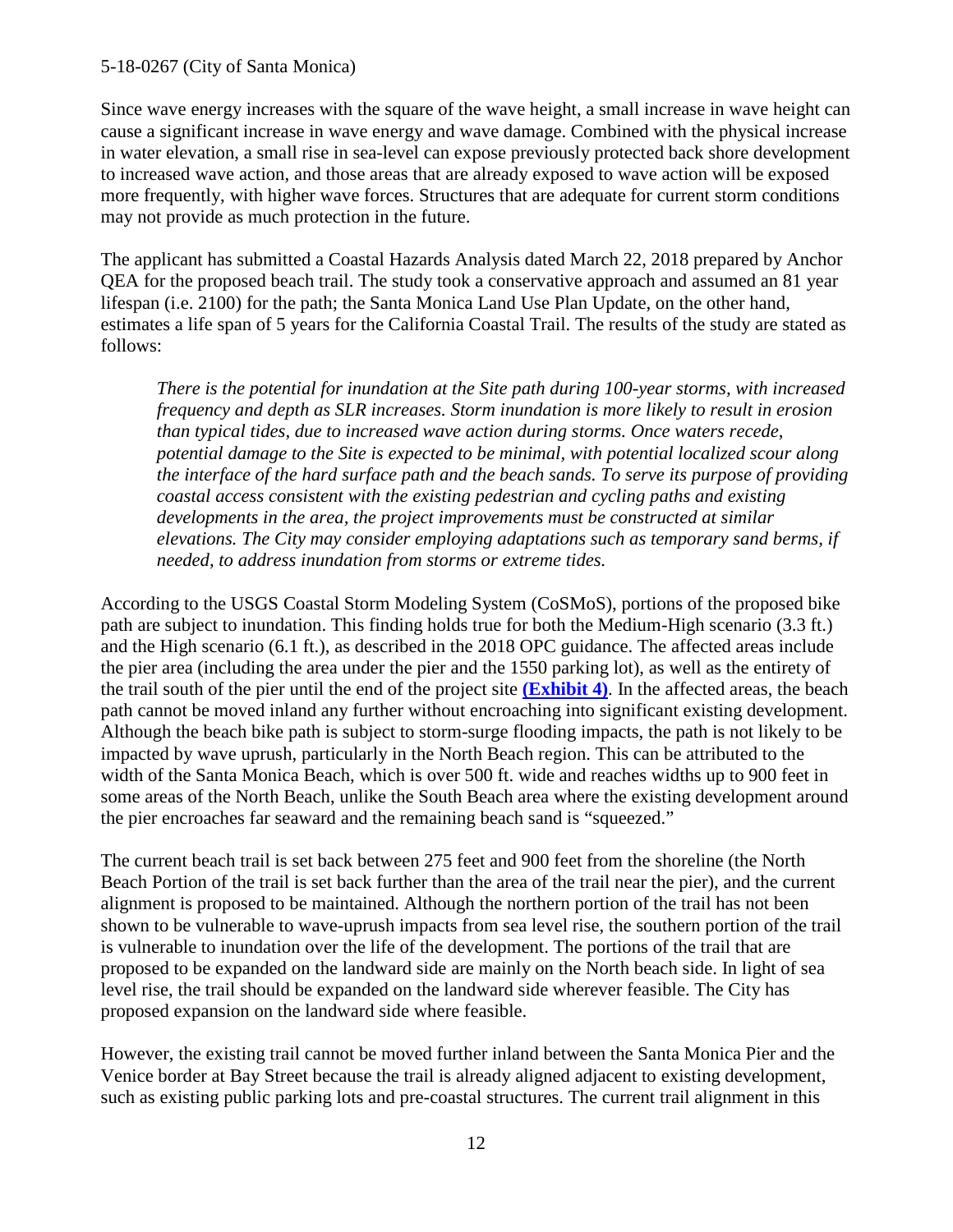Since wave energy increases with the square of the wave height, a small increase in wave height can cause a significant increase in wave energy and wave damage. Combined with the physical increase in water elevation, a small rise in sea-level can expose previously protected back shore development to increased wave action, and those areas that are already exposed to wave action will be exposed more frequently, with higher wave forces. Structures that are adequate for current storm conditions may not provide as much protection in the future.

The applicant has submitted a Coastal Hazards Analysis dated March 22, 2018 prepared by Anchor QEA for the proposed beach trail. The study took a conservative approach and assumed an 81 year lifespan (i.e. 2100) for the path; the Santa Monica Land Use Plan Update, on the other hand, estimates a life span of 5 years for the California Coastal Trail. The results of the study are stated as follows:

> *There is the potential for inundation at the Site path during 100-year storms, with increased frequency and depth as SLR increases. Storm inundation is more likely to result in erosion than typical tides, due to increased wave action during storms. Once waters recede, potential damage to the Site is expected to be minimal, with potential localized scour along the interface of the hard surface path and the beach sands. To serve its purpose of providing coastal access consistent with the existing pedestrian and cycling paths and existing developments in the area, the project improvements must be constructed at similar elevations. The City may consider employing adaptations such as temporary sand berms, if needed, to address inundation from storms or extreme tides.*

According to the USGS Coastal Storm Modeling System (CoSMoS), portions of the proposed bike path are subject to inundation. This finding holds true for both the Medium-High scenario (3.3 ft.) and the High scenario (6.1 ft.), as described in the 2018 OPC guidance. The affected areas include the pier area (including the area under the pier and the 1550 parking lot), as well as the entirety of the trail south of the pier until the end of the project site **(Exhibit 4)**. In the affected areas, the beach path cannot be moved inland any further without encroaching into significant existing development. Although the beach bike path is subject to storm-surge flooding impacts, the path is not likely to be impacted by wave uprush, particularly in the North Beach region. This can be attributed to the width of the Santa Monica Beach, which is over 500 ft. wide and reaches widths up to 900 feet in some areas of the North Beach, unlike the South Beach area where the existing development around the pier encroaches far seaward and the remaining beach sand is "squeezed."

The current beach trail is set back between 275 feet and 900 feet from the shoreline (the North Beach Portion of the trail is set back further than the area of the trail near the pier), and the current alignment is proposed to be maintained. Although the northern portion of the trail has not been shown to be vulnerable to wave-uprush impacts from sea level rise, the southern portion of the trail is vulnerable to inundation over the life of the development. The portions of the trail that are proposed to be expanded on the landward side are mainly on the North beach side. In light of sea level rise, the trail should be expanded on the landward side wherever feasible. The City has proposed expansion on the landward side where feasible.

However, the existing trail cannot be moved further inland between the Santa Monica Pier and the Venice border at Bay Street because the trail is already aligned adjacent to existing development, such as existing public parking lots and pre-coastal structures. The current trail alignment in this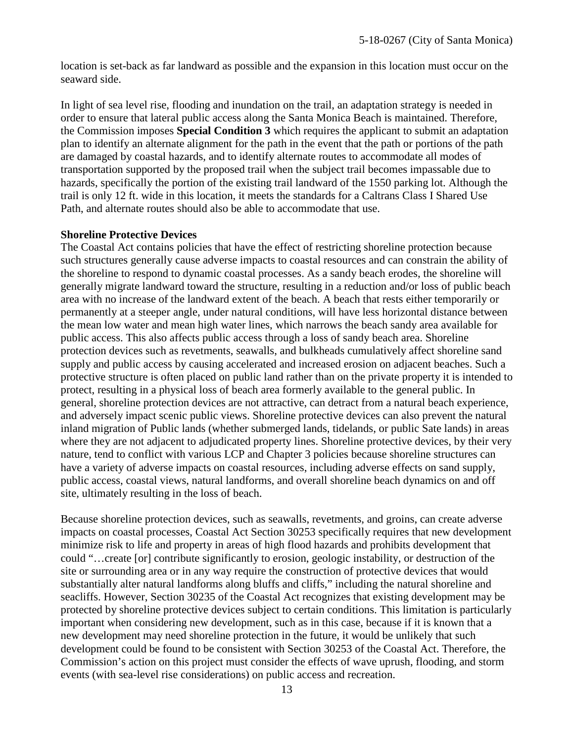location is set-back as far landward as possible and the expansion in this location must occur on the seaward side.

In light of sea level rise, flooding and inundation on the trail, an adaptation strategy is needed in order to ensure that lateral public access along the Santa Monica Beach is maintained. Therefore, the Commission imposes **Special Condition 3** which requires the applicant to submit an adaptation plan to identify an alternate alignment for the path in the event that the path or portions of the path are damaged by coastal hazards, and to identify alternate routes to accommodate all modes of transportation supported by the proposed trail when the subject trail becomes impassable due to hazards, specifically the portion of the existing trail landward of the 1550 parking lot. Although the trail is only 12 ft. wide in this location, it meets the standards for a Caltrans Class I Shared Use Path, and alternate routes should also be able to accommodate that use.

**Shoreline Protective Devices**

The Coastal Act contains policies that have the effect of restricting shoreline protection because such structures generally cause adverse impacts to coastal resources and can constrain the ability of the shoreline to respond to dynamic coastal processes. As a sandy beach erodes, the shoreline will generally migrate landward toward the structure, resulting in a reduction and/or loss of public beach area with no increase of the landward extent of the beach. A beach that rests either temporarily or permanently at a steeper angle, under natural conditions, will have less horizontal distance between the mean low water and mean high water lines, which narrows the beach sandy area available for public access. This also affects public access through a loss of sandy beach area. Shoreline protection devices such as revetments, seawalls, and bulkheads cumulatively affect shoreline sand supply and public access by causing accelerated and increased erosion on adjacent beaches. Such a protective structure is often placed on public land rather than on the private property it is intended to protect, resulting in a physical loss of beach area formerly available to the general public. In general, shoreline protection devices are not attractive, can detract from a natural beach experience, and adversely impact scenic public views. Shoreline protective devices can also prevent the natural inland migration of Public lands (whether submerged lands, tidelands, or public Sate lands) in areas where they are not adjacent to adjudicated property lines. Shoreline protective devices, by their very nature, tend to conflict with various LCP and Chapter 3 policies because shoreline structures can have a variety of adverse impacts on coastal resources, including adverse effects on sand supply, public access, coastal views, natural landforms, and overall shoreline beach dynamics on and off site, ultimately resulting in the loss of beach.

Because shoreline protection devices, such as seawalls, revetments, and groins, can create adverse impacts on coastal processes, Coastal Act Section 30253 specifically requires that new development minimize risk to life and property in areas of high flood hazards and prohibits development that could "…create [or] contribute significantly to erosion, geologic instability, or destruction of the site or surrounding area or in any way require the construction of protective devices that would substantially alter natural landforms along bluffs and cliffs," including the natural shoreline and seacliffs. However, Section 30235 of the Coastal Act recognizes that existing development may be protected by shoreline protective devices subject to certain conditions. This limitation is particularly important when considering new development, such as in this case, because if it is known that a new development may need shoreline protection in the future, it would be unlikely that such development could be found to be consistent with Section 30253 of the Coastal Act. Therefore, the Commission's action on this project must consider the effects of wave uprush, flooding, and storm events (with sea-level rise considerations) on public access and recreation.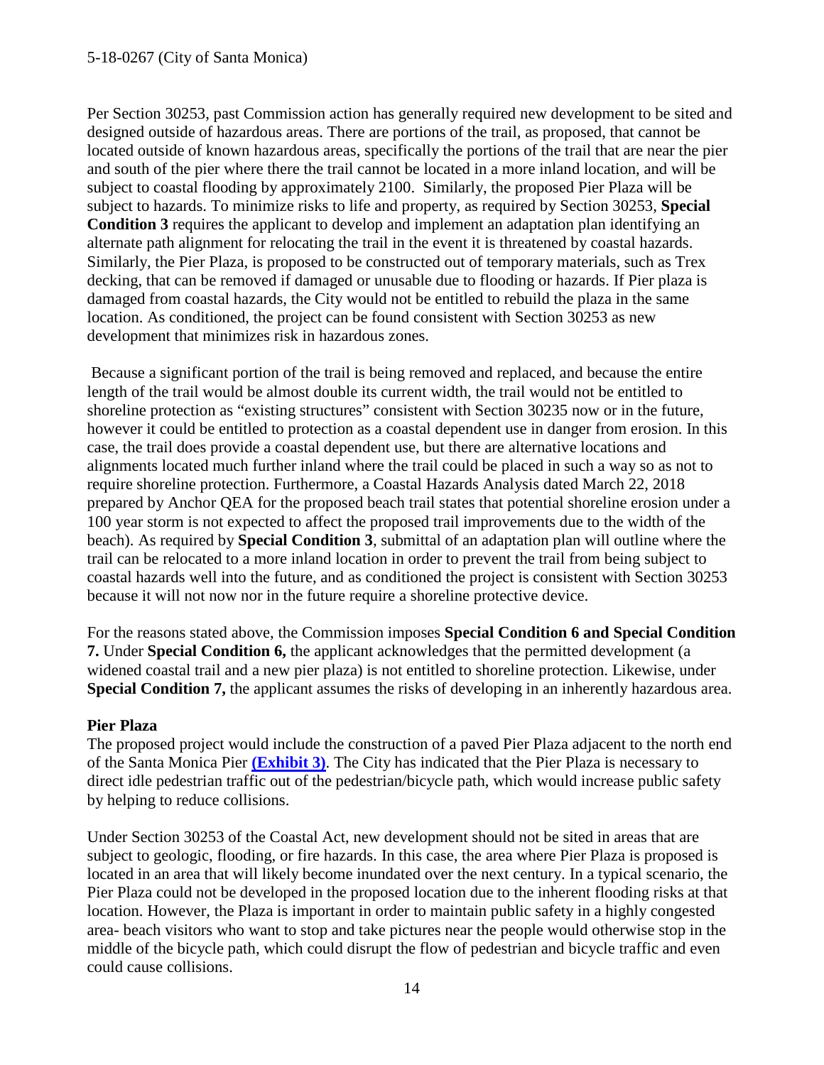Per Section 30253, past Commission action has generally required new development to be sited and designed outside of hazardous areas. There are portions of the trail, as proposed, that cannot be located outside of known hazardous areas, specifically the portions of the trail that are near the pier and south of the pier where there the trail cannot be located in a more inland location, and will be subject to coastal flooding by approximately 2100. Similarly, the proposed Pier Plaza will be subject to hazards. To minimize risks to life and property, as required by Section 30253, **Special Condition 3** requires the applicant to develop and implement an adaptation plan identifying an alternate path alignment for relocating the trail in the event it is threatened by coastal hazards. Similarly, the Pier Plaza, is proposed to be constructed out of temporary materials, such as Trex decking, that can be removed if damaged or unusable due to flooding or hazards. If Pier plaza is damaged from coastal hazards, the City would not be entitled to rebuild the plaza in the same location. As conditioned, the project can be found consistent with Section 30253 as new development that minimizes risk in hazardous zones.

Because a significant portion of the trail is being removed and replaced, and because the entire length of the trail would be almost double its current width, the trail would not be entitled to shoreline protection as "existing structures" consistent with Section 30235 now or in the future, however it could be entitled to protection as a coastal dependent use in danger from erosion. In this case, the trail does provide a coastal dependent use, but there are alternative locations and alignments located much further inland where the trail could be placed in such a way so as not to require shoreline protection. Furthermore, a Coastal Hazards Analysis dated March 22, 2018 prepared by Anchor QEA for the proposed beach trail states that potential shoreline erosion under a 100 year storm is not expected to affect the proposed trail improvements due to the width of the beach). As required by **Special Condition 3**, submittal of an adaptation plan will outline where the trail can be relocated to a more inland location in order to prevent the trail from being subject to coastal hazards well into the future, and as conditioned the project is consistent with Section 30253 because it will not now nor in the future require a shoreline protective device.

For the reasons stated above, the Commission imposes **Special Condition 6 and Special Condition 7.** Under **Special Condition 6,** the applicant acknowledges that the permitted development (a widened coastal trail and a new pier plaza) is not entitled to shoreline protection. Likewise, under **Special Condition 7,** the applicant assumes the risks of developing in an inherently hazardous area.

**Pier Plaza**

The proposed project would include the construction of a paved Pier Plaza adjacent to the north end of the Santa Monica Pier **(Exhibit 3)**. The City has indicated that the Pier Plaza is necessary to direct idle pedestrian traffic out of the pedestrian/bicycle path, which would increase public safety by helping to reduce collisions.

Under Section 30253 of the Coastal Act, new development should not be sited in areas that are subject to geologic, flooding, or fire hazards. In this case, the area where Pier Plaza is proposed is located in an area that will likely become inundated over the next century. In a typical scenario, the Pier Plaza could not be developed in the proposed location due to the inherent flooding risks at that location. However, the Plaza is important in order to maintain public safety in a highly congested area- beach visitors who want to stop and take pictures near the people would otherwise stop in the middle of the bicycle path, which could disrupt the flow of pedestrian and bicycle traffic and even could cause collisions.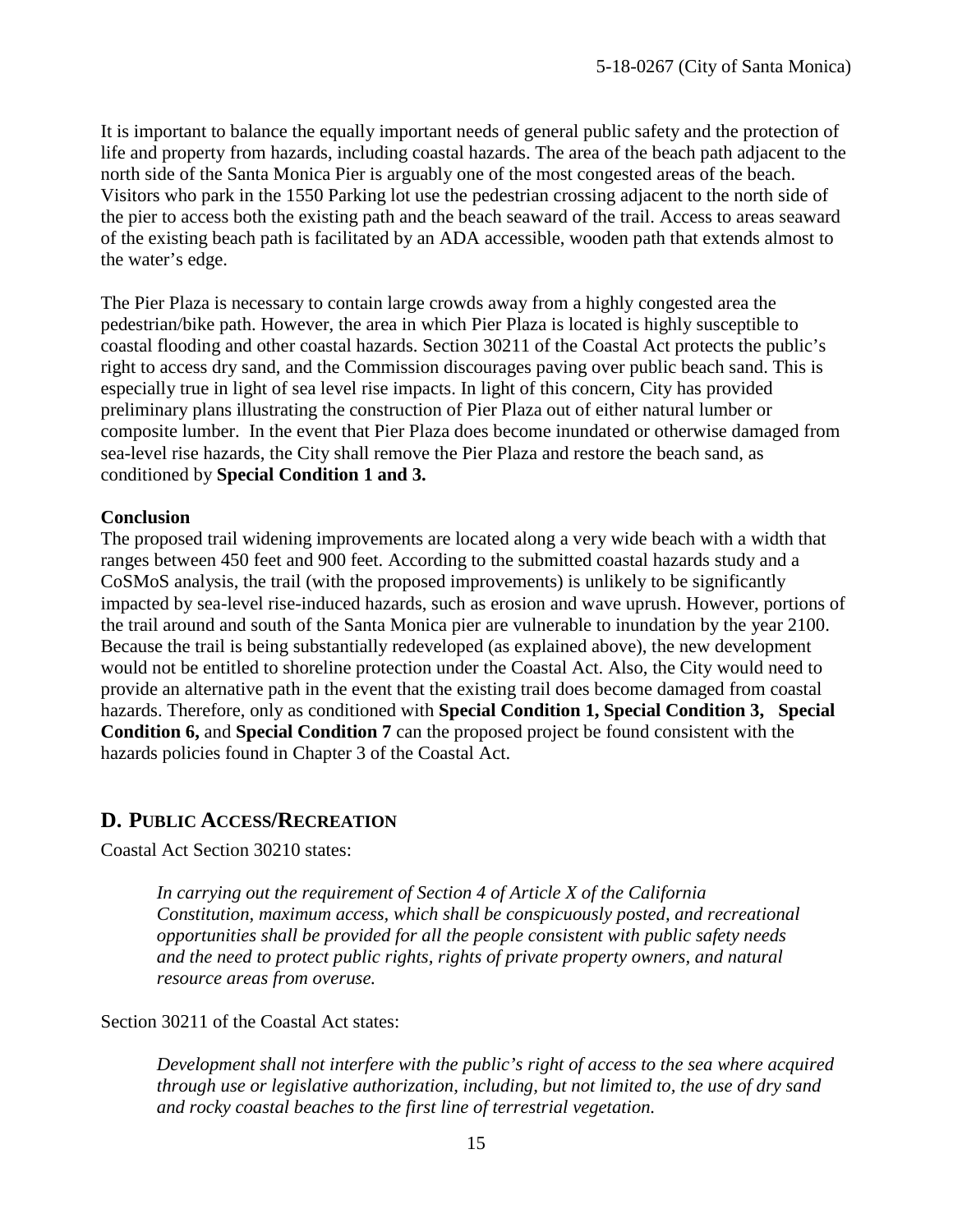It is important to balance the equally important needs of general public safety and the protection of life and property from hazards, including coastal hazards. The area of the beach path adjacent to the north side of the Santa Monica Pier is arguably one of the most congested areas of the beach. Visitors who park in the 1550 Parking lot use the pedestrian crossing adjacent to the north side of the pier to access both the existing path and the beach seaward of the trail. Access to areas seaward of the existing beach path is facilitated by an ADA accessible, wooden path that extends almost to the water's edge.

The Pier Plaza is necessary to contain large crowds away from a highly congested area the pedestrian/bike path. However, the area in which Pier Plaza is located is highly susceptible to coastal flooding and other coastal hazards. Section 30211 of the Coastal Act protects the public's right to access dry sand, and the Commission discourages paving over public beach sand. This is especially true in light of sea level rise impacts. In light of this concern, City has provided preliminary plans illustrating the construction of Pier Plaza out of either natural lumber or composite lumber. In the event that Pier Plaza does become inundated or otherwise damaged from sea-level rise hazards, the City shall remove the Pier Plaza and restore the beach sand, as conditioned by **Special Condition 1 and 3.**

**Conclusion**

The proposed trail widening improvements are located along a very wide beach with a width that ranges between 450 feet and 900 feet. According to the submitted coastal hazards study and a CoSMoS analysis, the trail (with the proposed improvements) is unlikely to be significantly impacted by sea-level rise-induced hazards, such as erosion and wave uprush. However, portions of the trail around and south of the Santa Monica pier are vulnerable to inundation by the year 2100. Because the trail is being substantially redeveloped (as explained above), the new development would not be entitled to shoreline protection under the Coastal Act. Also, the City would need to provide an alternative path in the event that the existing trail does become damaged from coastal hazards. Therefore, only as conditioned with **Special Condition 1, Special Condition 3, Special Condition 6,** and **Special Condition 7** can the proposed project be found consistent with the hazards policies found in Chapter 3 of the Coastal Act.

## D. PUBLIC ACCESS/RECREATION

Coastal Act Section 30210 states:

> *In carrying out the requirement of Section 4 of Article X of the California Constitution, maximum access, which shall be conspicuously posted, and recreational opportunities shall be provided for all the people consistent with public safety needs and the need to protect public rights, rights of private property owners, and natural resource areas from overuse.*

Section 30211 of the Coastal Act states:

> *Development shall not interfere with the public's right of access to the sea where acquired through use or legislative authorization, including, but not limited to, the use of dry sand and rocky coastal beaches to the first line of terrestrial vegetation.*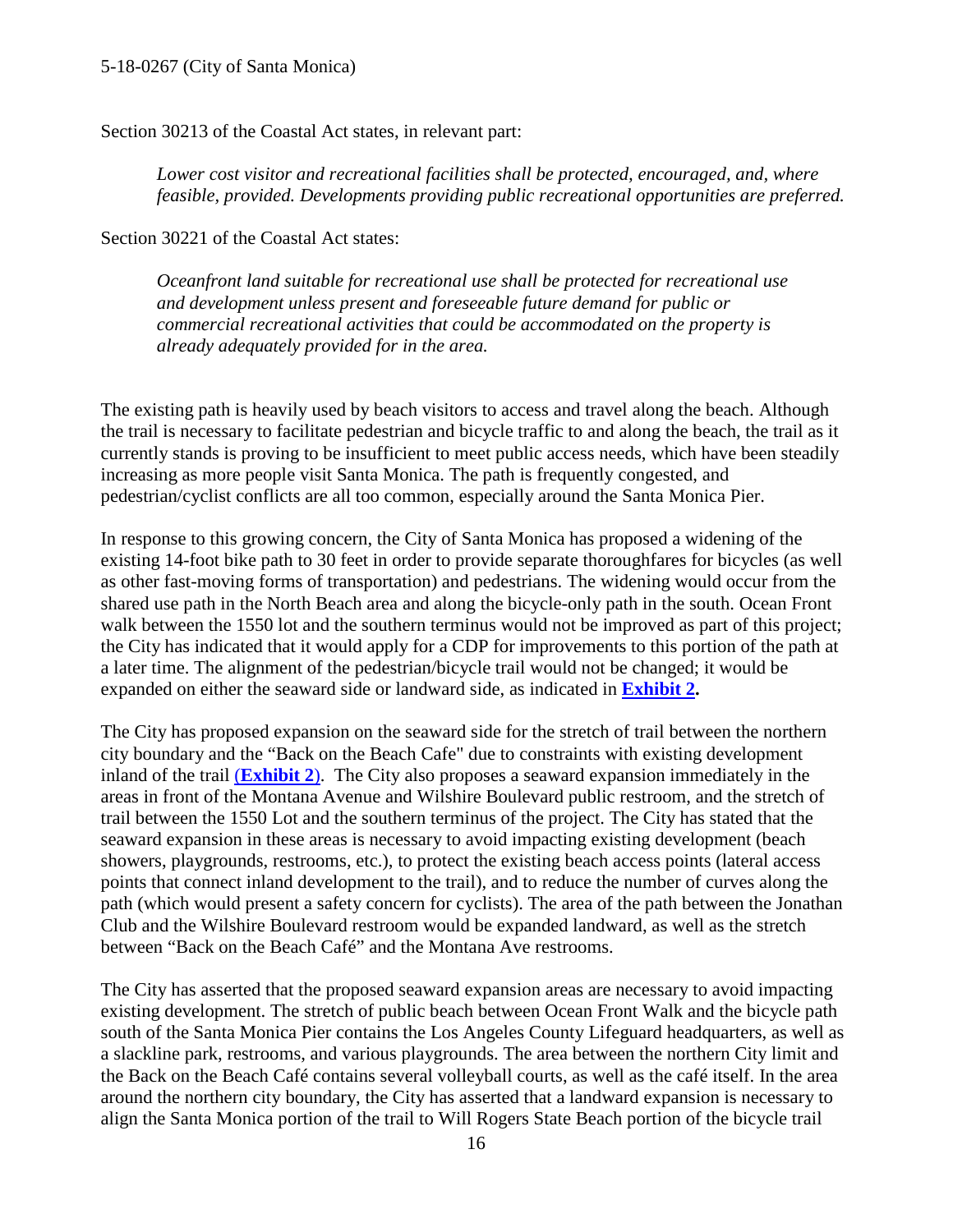Section 30213 of the Coastal Act states, in relevant part:

> *Lower cost visitor and recreational facilities shall be protected, encouraged, and, where feasible, provided. Developments providing public recreational opportunities are preferred.*

Section 30221 of the Coastal Act states:

> *Oceanfront land suitable for recreational use shall be protected for recreational use and development unless present and foreseeable future demand for public or commercial recreational activities that could be accommodated on the property is already adequately provided for in the area.*

The existing path is heavily used by beach visitors to access and travel along the beach. Although the trail is necessary to facilitate pedestrian and bicycle traffic to and along the beach, the trail as it currently stands is proving to be insufficient to meet public access needs, which have been steadily increasing as more people visit Santa Monica. The path is frequently congested, and pedestrian/cyclist conflicts are all too common, especially around the Santa Monica Pier.

In response to this growing concern, the City of Santa Monica has proposed a widening of the existing 14-foot bike path to 30 feet in order to provide separate thoroughfares for bicycles (as well as other fast-moving forms of transportation) and pedestrians. The widening would occur from the shared use path in the North Beach area and along the bicycle-only path in the south. Ocean Front walk between the 1550 lot and the southern terminus would not be improved as part of this project; the City has indicated that it would apply for a CDP for improvements to this portion of the path at a later time. The alignment of the pedestrian/bicycle trail would not be changed; it would be expanded on either the seaward side or landward side, as indicated in **Exhibit 2.**

The City has proposed expansion on the seaward side for the stretch of trail between the northern city boundary and the "Back on the Beach Cafe" due to constraints with existing development inland of the trail (**Exhibit 2**). The City also proposes a seaward expansion immediately in the areas in front of the Montana Avenue and Wilshire Boulevard public restroom, and the stretch of trail between the 1550 Lot and the southern terminus of the project. The City has stated that the seaward expansion in these areas is necessary to avoid impacting existing development (beach showers, playgrounds, restrooms, etc.), to protect the existing beach access points (lateral access points that connect inland development to the trail), and to reduce the number of curves along the path (which would present a safety concern for cyclists). The area of the path between the Jonathan Club and the Wilshire Boulevard restroom would be expanded landward, as well as the stretch between "Back on the Beach Café" and the Montana Ave restrooms.

The City has asserted that the proposed seaward expansion areas are necessary to avoid impacting existing development. The stretch of public beach between Ocean Front Walk and the bicycle path south of the Santa Monica Pier contains the Los Angeles County Lifeguard headquarters, as well as a slackline park, restrooms, and various playgrounds. The area between the northern City limit and the Back on the Beach Café contains several volleyball courts, as well as the café itself. In the area around the northern city boundary, the City has asserted that a landward expansion is necessary to align the Santa Monica portion of the trail to Will Rogers State Beach portion of the bicycle trail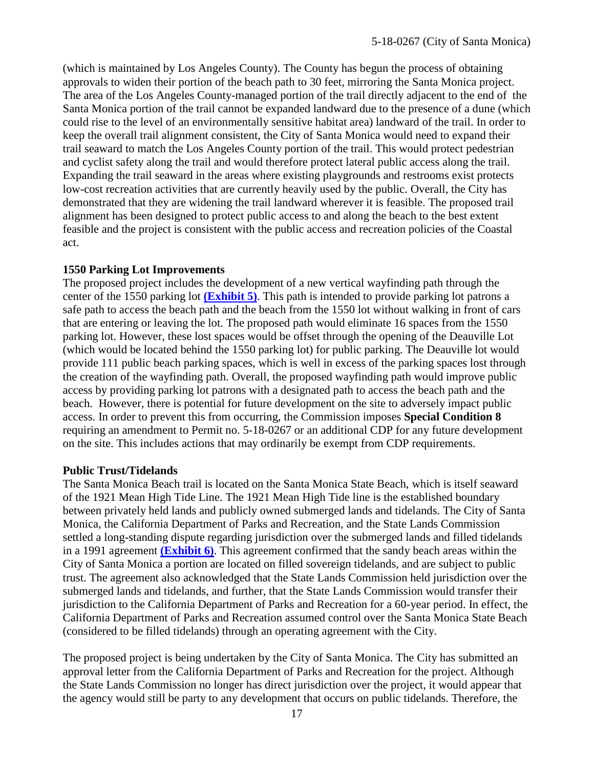(which is maintained by Los Angeles County). The County has begun the process of obtaining approvals to widen their portion of the beach path to 30 feet, mirroring the Santa Monica project. The area of the Los Angeles County-managed portion of the trail directly adjacent to the end of the Santa Monica portion of the trail cannot be expanded landward due to the presence of a dune (which could rise to the level of an environmentally sensitive habitat area) landward of the trail. In order to keep the overall trail alignment consistent, the City of Santa Monica would need to expand their trail seaward to match the Los Angeles County portion of the trail. This would protect pedestrian and cyclist safety along the trail and would therefore protect lateral public access along the trail. Expanding the trail seaward in the areas where existing playgrounds and restrooms exist protects low-cost recreation activities that are currently heavily used by the public. Overall, the City has demonstrated that they are widening the trail landward wherever it is feasible. The proposed trail alignment has been designed to protect public access to and along the beach to the best extent feasible and the project is consistent with the public access and recreation policies of the Coastal act.

**1550 Parking Lot Improvements**

The proposed project includes the development of a new vertical wayfinding path through the center of the 1550 parking lot **(Exhibit 5)**. This path is intended to provide parking lot patrons a safe path to access the beach path and the beach from the 1550 lot without walking in front of cars that are entering or leaving the lot. The proposed path would eliminate 16 spaces from the 1550 parking lot. However, these lost spaces would be offset through the opening of the Deauville Lot (which would be located behind the 1550 parking lot) for public parking. The Deauville lot would provide 111 public beach parking spaces, which is well in excess of the parking spaces lost through the creation of the wayfinding path. Overall, the proposed wayfinding path would improve public access by providing parking lot patrons with a designated path to access the beach path and the beach. However, there is potential for future development on the site to adversely impact public access. In order to prevent this from occurring, the Commission imposes **Special Condition 8** requiring an amendment to Permit no. 5-18-0267 or an additional CDP for any future development on the site. This includes actions that may ordinarily be exempt from CDP requirements.

**Public Trust/Tidelands**

The Santa Monica Beach trail is located on the Santa Monica State Beach, which is itself seaward of the 1921 Mean High Tide Line. The 1921 Mean High Tide line is the established boundary between privately held lands and publicly owned submerged lands and tidelands. The City of Santa Monica, the California Department of Parks and Recreation, and the State Lands Commission settled a long-standing dispute regarding jurisdiction over the submerged lands and filled tidelands in a 1991 agreement **(Exhibit 6)**. This agreement confirmed that the sandy beach areas within the City of Santa Monica a portion are located on filled sovereign tidelands, and are subject to public trust. The agreement also acknowledged that the State Lands Commission held jurisdiction over the submerged lands and tidelands, and further, that the State Lands Commission would transfer their jurisdiction to the California Department of Parks and Recreation for a 60-year period. In effect, the California Department of Parks and Recreation assumed control over the Santa Monica State Beach (considered to be filled tidelands) through an operating agreement with the City.

The proposed project is being undertaken by the City of Santa Monica. The City has submitted an approval letter from the California Department of Parks and Recreation for the project. Although the State Lands Commission no longer has direct jurisdiction over the project, it would appear that the agency would still be party to any development that occurs on public tidelands. Therefore, the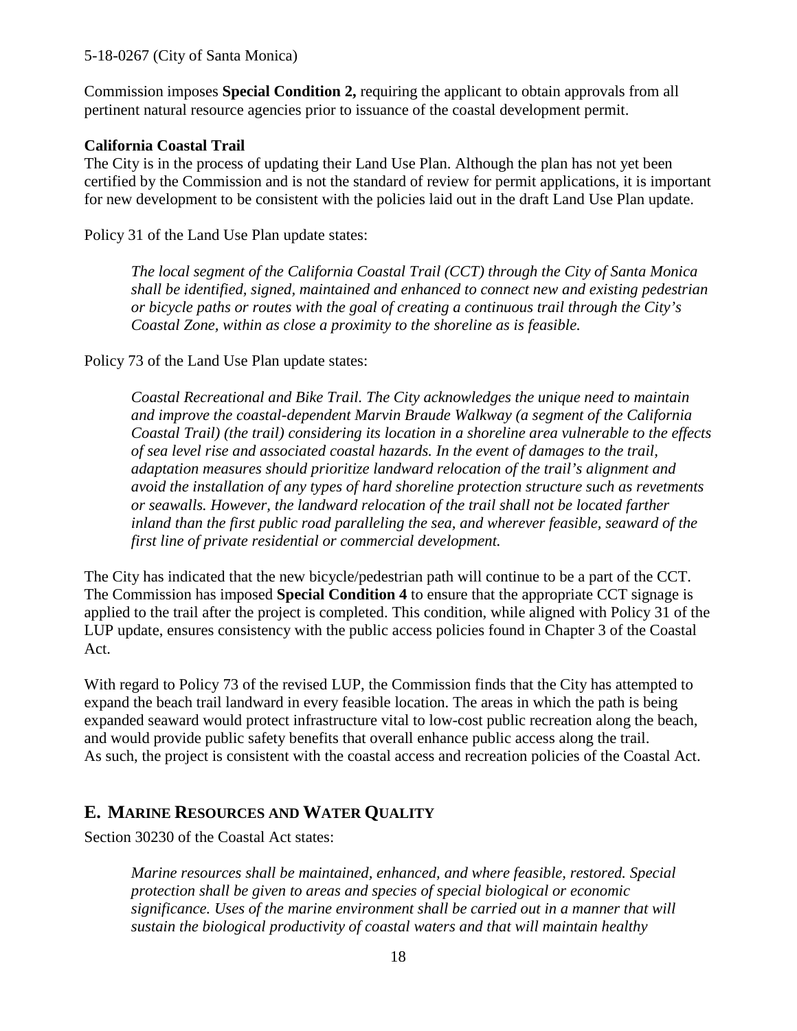Commission imposes **Special Condition 2,** requiring the applicant to obtain approvals from all pertinent natural resource agencies prior to issuance of the coastal development permit.

**California Coastal Trail**

The City is in the process of updating their Land Use Plan. Although the plan has not yet been certified by the Commission and is not the standard of review for permit applications, it is important for new development to be consistent with the policies laid out in the draft Land Use Plan update.

Policy 31 of the Land Use Plan update states:

> *The local segment of the California Coastal Trail (CCT) through the City of Santa Monica shall be identified, signed, maintained and enhanced to connect new and existing pedestrian or bicycle paths or routes with the goal of creating a continuous trail through the City's Coastal Zone, within as close a proximity to the shoreline as is feasible.*

Policy 73 of the Land Use Plan update states:

> *Coastal Recreational and Bike Trail. The City acknowledges the unique need to maintain and improve the coastal-dependent Marvin Braude Walkway (a segment of the California Coastal Trail) (the trail) considering its location in a shoreline area vulnerable to the effects of sea level rise and associated coastal hazards. In the event of damages to the trail, adaptation measures should prioritize landward relocation of the trail's alignment and avoid the installation of any types of hard shoreline protection structure such as revetments or seawalls. However, the landward relocation of the trail shall not be located farther inland than the first public road paralleling the sea, and wherever feasible, seaward of the first line of private residential or commercial development.*

The City has indicated that the new bicycle/pedestrian path will continue to be a part of the CCT. The Commission has imposed **Special Condition 4** to ensure that the appropriate CCT signage is applied to the trail after the project is completed. This condition, while aligned with Policy 31 of the LUP update, ensures consistency with the public access policies found in Chapter 3 of the Coastal Act.

With regard to Policy 73 of the revised LUP, the Commission finds that the City has attempted to expand the beach trail landward in every feasible location. The areas in which the path is being expanded seaward would protect infrastructure vital to low-cost public recreation along the beach, and would provide public safety benefits that overall enhance public access along the trail. As such, the project is consistent with the coastal access and recreation policies of the Coastal Act.

## E. MARINE RESOURCES AND WATER QUALITY

Section 30230 of the Coastal Act states:

> *Marine resources shall be maintained, enhanced, and where feasible, restored. Special protection shall be given to areas and species of special biological or economic significance. Uses of the marine environment shall be carried out in a manner that will sustain the biological productivity of coastal waters and that will maintain healthy*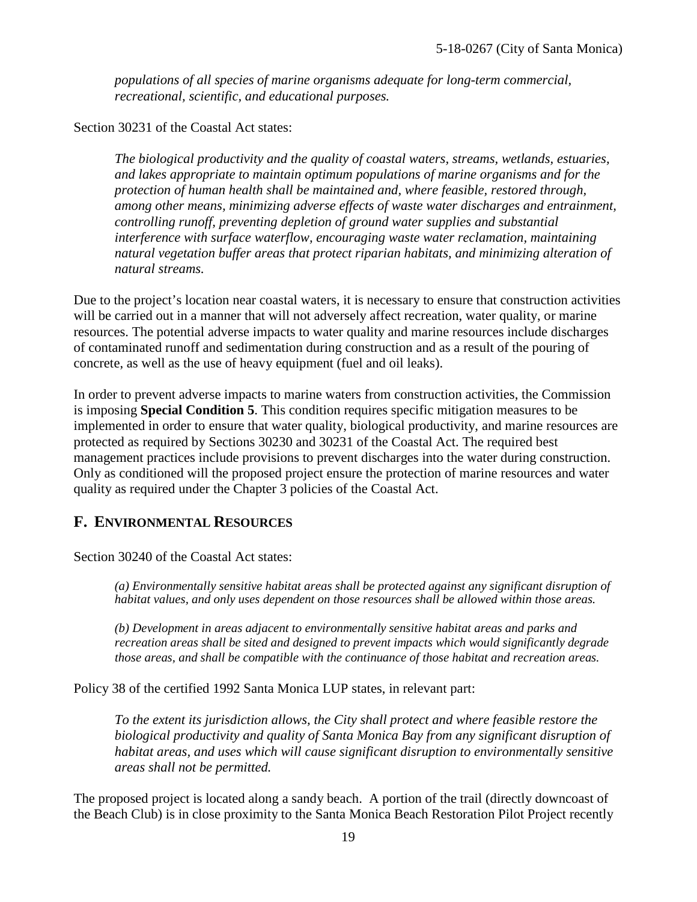*populations of all species of marine organisms adequate for long-term commercial, recreational, scientific, and educational purposes.*

Section 30231 of the Coastal Act states:

> *The biological productivity and the quality of coastal waters, streams, wetlands, estuaries, and lakes appropriate to maintain optimum populations of marine organisms and for the protection of human health shall be maintained and, where feasible, restored through, among other means, minimizing adverse effects of waste water discharges and entrainment, controlling runoff, preventing depletion of ground water supplies and substantial interference with surface waterflow, encouraging waste water reclamation, maintaining natural vegetation buffer areas that protect riparian habitats, and minimizing alteration of natural streams.*

Due to the project's location near coastal waters, it is necessary to ensure that construction activities will be carried out in a manner that will not adversely affect recreation, water quality, or marine resources. The potential adverse impacts to water quality and marine resources include discharges of contaminated runoff and sedimentation during construction and as a result of the pouring of concrete, as well as the use of heavy equipment (fuel and oil leaks).

In order to prevent adverse impacts to marine waters from construction activities, the Commission is imposing **Special Condition 5**. This condition requires specific mitigation measures to be implemented in order to ensure that water quality, biological productivity, and marine resources are protected as required by Sections 30230 and 30231 of the Coastal Act. The required best management practices include provisions to prevent discharges into the water during construction. Only as conditioned will the proposed project ensure the protection of marine resources and water quality as required under the Chapter 3 policies of the Coastal Act.

## F. ENVIRONMENTAL RESOURCES

Section 30240 of the Coastal Act states:

> *(a) Environmentally sensitive habitat areas shall be protected against any significant disruption of habitat values, and only uses dependent on those resources shall be allowed within those areas.*
>
> *(b) Development in areas adjacent to environmentally sensitive habitat areas and parks and recreation areas shall be sited and designed to prevent impacts which would significantly degrade those areas, and shall be compatible with the continuance of those habitat and recreation areas.*

Policy 38 of the certified 1992 Santa Monica LUP states, in relevant part:

> *To the extent its jurisdiction allows, the City shall protect and where feasible restore the biological productivity and quality of Santa Monica Bay from any significant disruption of habitat areas, and uses which will cause significant disruption to environmentally sensitive areas shall not be permitted.*

The proposed project is located along a sandy beach. A portion of the trail (directly downcoast of the Beach Club) is in close proximity to the Santa Monica Beach Restoration Pilot Project recently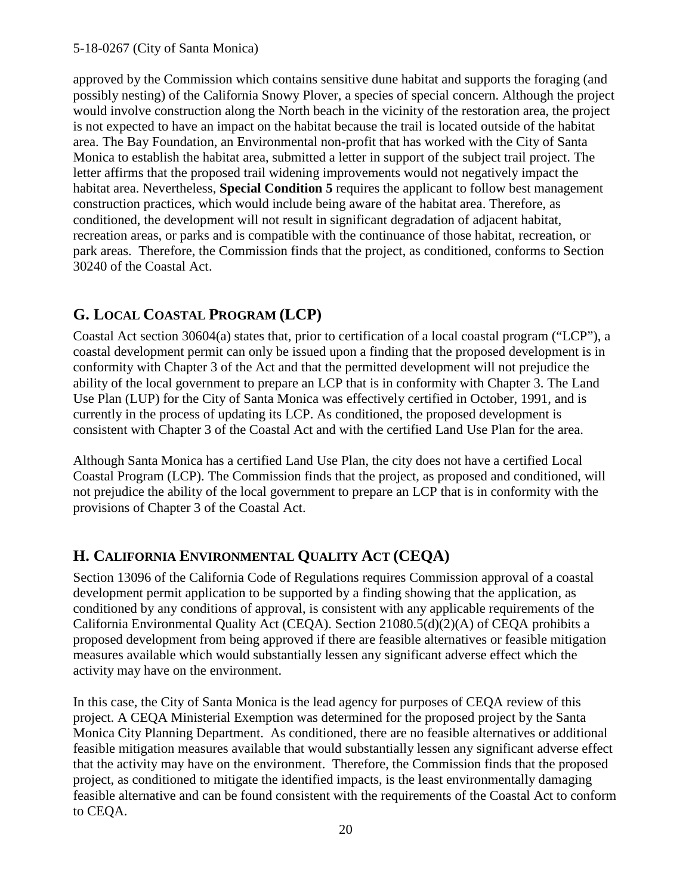approved by the Commission which contains sensitive dune habitat and supports the foraging (and possibly nesting) of the California Snowy Plover, a species of special concern. Although the project would involve construction along the North beach in the vicinity of the restoration area, the project is not expected to have an impact on the habitat because the trail is located outside of the habitat area. The Bay Foundation, an Environmental non-profit that has worked with the City of Santa Monica to establish the habitat area, submitted a letter in support of the subject trail project. The letter affirms that the proposed trail widening improvements would not negatively impact the habitat area. Nevertheless, **Special Condition 5** requires the applicant to follow best management construction practices, which would include being aware of the habitat area. Therefore, as conditioned, the development will not result in significant degradation of adjacent habitat, recreation areas, or parks and is compatible with the continuance of those habitat, recreation, or park areas. Therefore, the Commission finds that the project, as conditioned, conforms to Section 30240 of the Coastal Act.

## G. LOCAL COASTAL PROGRAM (LCP)

Coastal Act section 30604(a) states that, prior to certification of a local coastal program ("LCP"), a coastal development permit can only be issued upon a finding that the proposed development is in conformity with Chapter 3 of the Act and that the permitted development will not prejudice the ability of the local government to prepare an LCP that is in conformity with Chapter 3. The Land Use Plan (LUP) for the City of Santa Monica was effectively certified in October, 1991, and is currently in the process of updating its LCP. As conditioned, the proposed development is consistent with Chapter 3 of the Coastal Act and with the certified Land Use Plan for the area.

Although Santa Monica has a certified Land Use Plan, the city does not have a certified Local Coastal Program (LCP). The Commission finds that the project, as proposed and conditioned, will not prejudice the ability of the local government to prepare an LCP that is in conformity with the provisions of Chapter 3 of the Coastal Act.

## H. CALIFORNIA ENVIRONMENTAL QUALITY ACT (CEQA)

Section 13096 of the California Code of Regulations requires Commission approval of a coastal development permit application to be supported by a finding showing that the application, as conditioned by any conditions of approval, is consistent with any applicable requirements of the California Environmental Quality Act (CEQA). Section 21080.5(d)(2)(A) of CEQA prohibits a proposed development from being approved if there are feasible alternatives or feasible mitigation measures available which would substantially lessen any significant adverse effect which the activity may have on the environment.

In this case, the City of Santa Monica is the lead agency for purposes of CEQA review of this project. A CEQA Ministerial Exemption was determined for the proposed project by the Santa Monica City Planning Department. As conditioned, there are no feasible alternatives or additional feasible mitigation measures available that would substantially lessen any significant adverse effect that the activity may have on the environment. Therefore, the Commission finds that the proposed project, as conditioned to mitigate the identified impacts, is the least environmentally damaging feasible alternative and can be found consistent with the requirements of the Coastal Act to conform to CEQA.